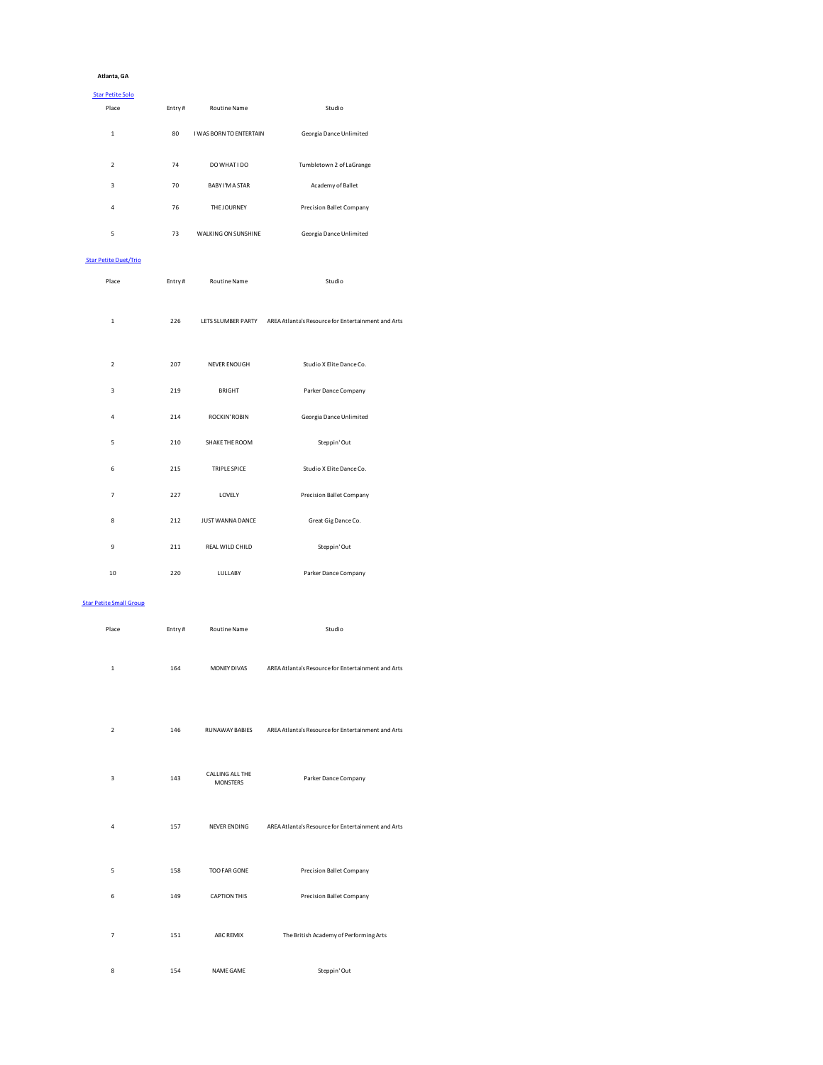**Atlanta, GA**

[Star Petite Solo]

| Place | Entry # | Routine Name | Studio |
|---|---|---|---|
| 1 | 80 | I WAS BORN TO ENTERTAIN | Georgia Dance Unlimited |
| 2 | 74 | DO WHAT I DO | Tumbletown 2 of LaGrange |
| 3 | 70 | BABY I'M A STAR | Academy of Ballet |
| 4 | 76 | THE JOURNEY | Precision Ballet Company |
| 5 | 73 | WALKING ON SUNSHINE | Georgia Dance Unlimited |

[Star Petite Duet/Trio]

| Place | Entry # | Routine Name | Studio |
|---|---|---|---|
| 1 | 226 | LETS SLUMBER PARTY | AREA Atlanta's Resource for Entertainment and Arts |
| 2 | 207 | NEVER ENOUGH | Studio X Elite Dance Co. |
| 3 | 219 | BRIGHT | Parker Dance Company |
| 4 | 214 | ROCKIN' ROBIN | Georgia Dance Unlimited |
| 5 | 210 | SHAKE THE ROOM | Steppin' Out |
| 6 | 215 | TRIPLE SPICE | Studio X Elite Dance Co. |
| 7 | 227 | LOVELY | Precision Ballet Company |
| 8 | 212 | JUST WANNA DANCE | Great Gig Dance Co. |
| 9 | 211 | REAL WILD CHILD | Steppin' Out |
| 10 | 220 | LULLABY | Parker Dance Company |

[Star Petite Small Group]

| Place | Entry # | Routine Name | Studio |
|---|---|---|---|
| 1 | 164 | MONEY DIVAS | AREA Atlanta's Resource for Entertainment and Arts |
| 2 | 146 | RUNAWAY BABIES | AREA Atlanta's Resource for Entertainment and Arts |
| 3 | 143 | CALLING ALL THE MONSTERS | Parker Dance Company |
| 4 | 157 | NEVER ENDING | AREA Atlanta's Resource for Entertainment and Arts |
| 5 | 158 | TOO FAR GONE | Precision Ballet Company |
| 6 | 149 | CAPTION THIS | Precision Ballet Company |
| 7 | 151 | ABC REMIX | The British Academy of Performing Arts |
| 8 | 154 | NAME GAME | Steppin' Out |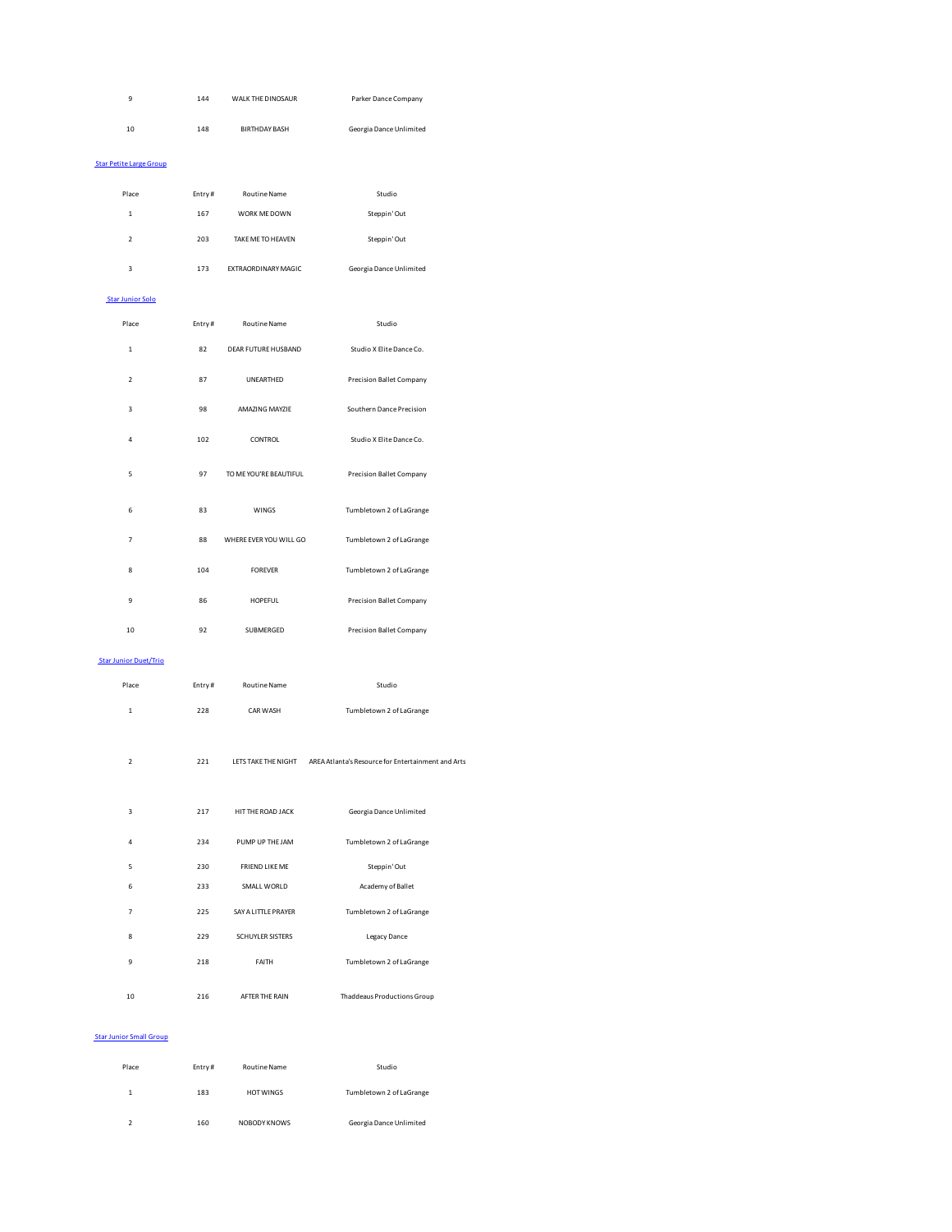| Place | Entry # | Routine Name | Studio |
|---|---|---|---|
| 9 | 144 | WALK THE DINOSAUR | Parker Dance Company |
| 10 | 148 | BIRTHDAY BASH | Georgia Dance Unlimited |

[Star Petite Large Group]

| Place | Entry # | Routine Name | Studio |
|---|---|---|---|
| 1 | 167 | WORK ME DOWN | Steppin' Out |
| 2 | 203 | TAKE ME TO HEAVEN | Steppin' Out |
| 3 | 173 | EXTRAORDINARY MAGIC | Georgia Dance Unlimited |

[Star Junior Solo]

| Place | Entry # | Routine Name | Studio |
|---|---|---|---|
| 1 | 82 | DEAR FUTURE HUSBAND | Studio X Elite Dance Co. |
| 2 | 87 | UNEARTHED | Precision Ballet Company |
| 3 | 98 | AMAZING MAYZIE | Southern Dance Precision |
| 4 | 102 | CONTROL | Studio X Elite Dance Co. |
| 5 | 97 | TO ME YOU'RE BEAUTIFUL | Precision Ballet Company |
| 6 | 83 | WINGS | Tumbletown 2 of LaGrange |
| 7 | 88 | WHERE EVER YOU WILL GO | Tumbletown 2 of LaGrange |
| 8 | 104 | FOREVER | Tumbletown 2 of LaGrange |
| 9 | 86 | HOPEFUL | Precision Ballet Company |
| 10 | 92 | SUBMERGED | Precision Ballet Company |

[Star Junior Duet/Trio]

| Place | Entry # | Routine Name | Studio |
|---|---|---|---|
| 1 | 228 | CAR WASH | Tumbletown 2 of LaGrange |
| 2 | 221 | LETS TAKE THE NIGHT | AREA Atlanta's Resource for Entertainment and Arts |
| 3 | 217 | HIT THE ROAD JACK | Georgia Dance Unlimited |
| 4 | 234 | PUMP UP THE JAM | Tumbletown 2 of LaGrange |
| 5 | 230 | FRIEND LIKE ME | Steppin' Out |
| 6 | 233 | SMALL WORLD | Academy of Ballet |
| 7 | 225 | SAY A LITTLE PRAYER | Tumbletown 2 of LaGrange |
| 8 | 229 | SCHUYLER SISTERS | Legacy Dance |
| 9 | 218 | FAITH | Tumbletown 2 of LaGrange |
| 10 | 216 | AFTER THE RAIN | Thaddeaus Productions Group |

[Star Junior Small Group]

| Place | Entry # | Routine Name | Studio |
|---|---|---|---|
| 1 | 183 | HOT WINGS | Tumbletown 2 of LaGrange |
| 2 | 160 | NOBODY KNOWS | Georgia Dance Unlimited |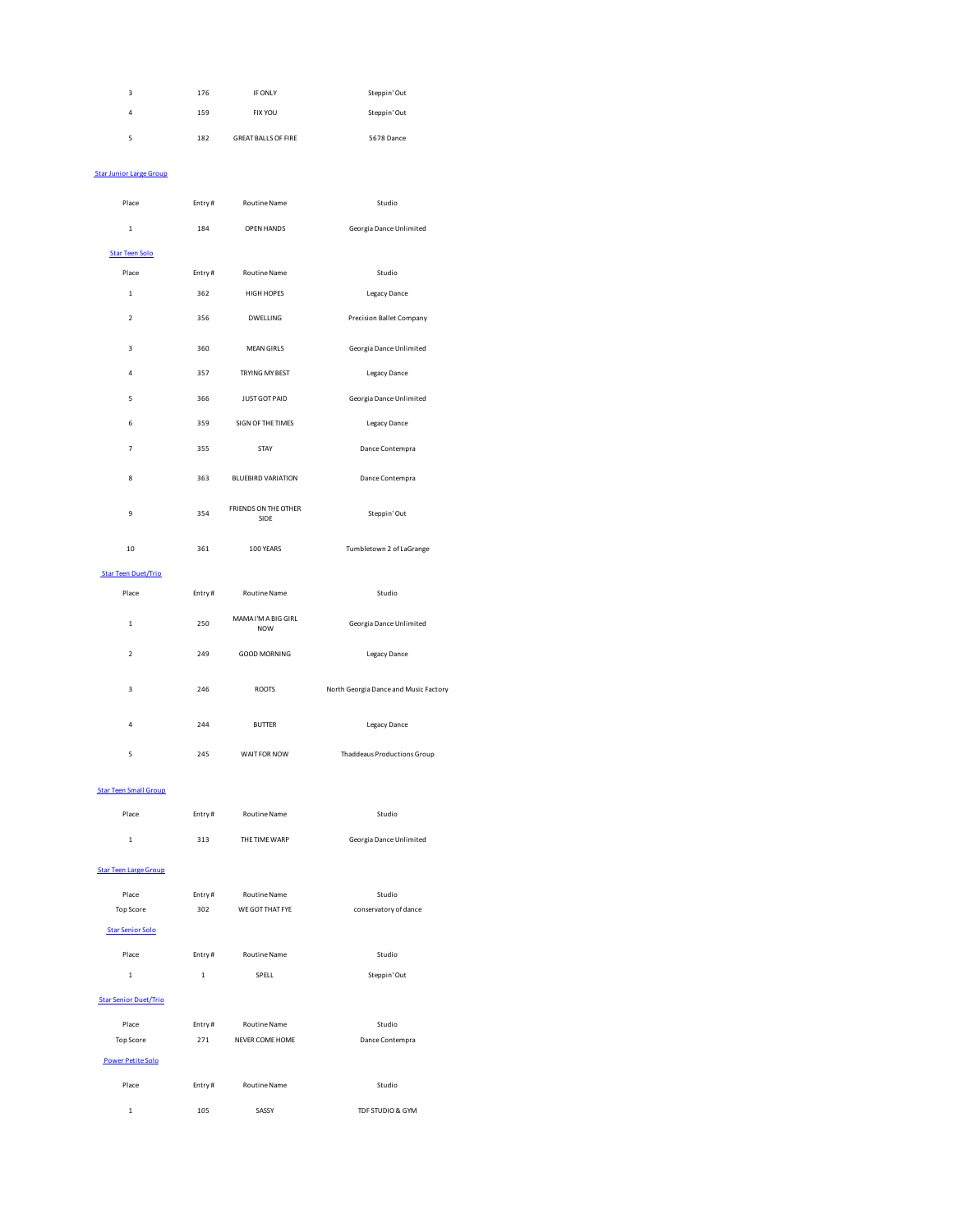| Place | Entry # | Routine Name | Studio |
|---|---|---|---|
| 3 | 176 | IF ONLY | Steppin' Out |
| 4 | 159 | FIX YOU | Steppin' Out |
| 5 | 182 | GREAT BALLS OF FIRE | 5678 Dance |

### Star Junior Large Group

| Place | Entry # | Routine Name | Studio |
|---|---|---|---|
| 1 | 184 | OPEN HANDS | Georgia Dance Unlimited |

### Star Teen Solo

| Place | Entry # | Routine Name | Studio |
|---|---|---|---|
| 1 | 362 | HIGH HOPES | Legacy Dance |
| 2 | 356 | DWELLING | Precision Ballet Company |
| 3 | 360 | MEAN GIRLS | Georgia Dance Unlimited |
| 4 | 357 | TRYING MY BEST | Legacy Dance |
| 5 | 366 | JUST GOT PAID | Georgia Dance Unlimited |
| 6 | 359 | SIGN OF THE TIMES | Legacy Dance |
| 7 | 355 | STAY | Dance Contempra |
| 8 | 363 | BLUEBIRD VARIATION | Dance Contempra |
| 9 | 354 | FRIENDS ON THE OTHER SIDE | Steppin' Out |
| 10 | 361 | 100 YEARS | Tumbletown 2 of LaGrange |

### Star Teen Duet/Trio

| Place | Entry # | Routine Name | Studio |
|---|---|---|---|
| 1 | 250 | MAMA I'M A BIG GIRL NOW | Georgia Dance Unlimited |
| 2 | 249 | GOOD MORNING | Legacy Dance |
| 3 | 246 | ROOTS | North Georgia Dance and Music Factory |
| 4 | 244 | BUTTER | Legacy Dance |
| 5 | 245 | WAIT FOR NOW | Thaddeaus Productions Group |

### Star Teen Small Group

| Place | Entry # | Routine Name | Studio |
|---|---|---|---|
| 1 | 313 | THE TIME WARP | Georgia Dance Unlimited |

### Star Teen Large Group

| Place | Entry # | Routine Name | Studio |
|---|---|---|---|
| Top Score | 302 | WE GOT THAT FYE | conservatory of dance |

### Star Senior Solo

| Place | Entry # | Routine Name | Studio |
|---|---|---|---|
| 1 | 1 | SPELL | Steppin' Out |

### Star Senior Duet/Trio

| Place | Entry # | Routine Name | Studio |
|---|---|---|---|
| Top Score | 271 | NEVER COME HOME | Dance Contempra |

### Power Petite Solo

| Place | Entry # | Routine Name | Studio |
|---|---|---|---|
| 1 | 105 | SASSY | TDF STUDIO & GYM |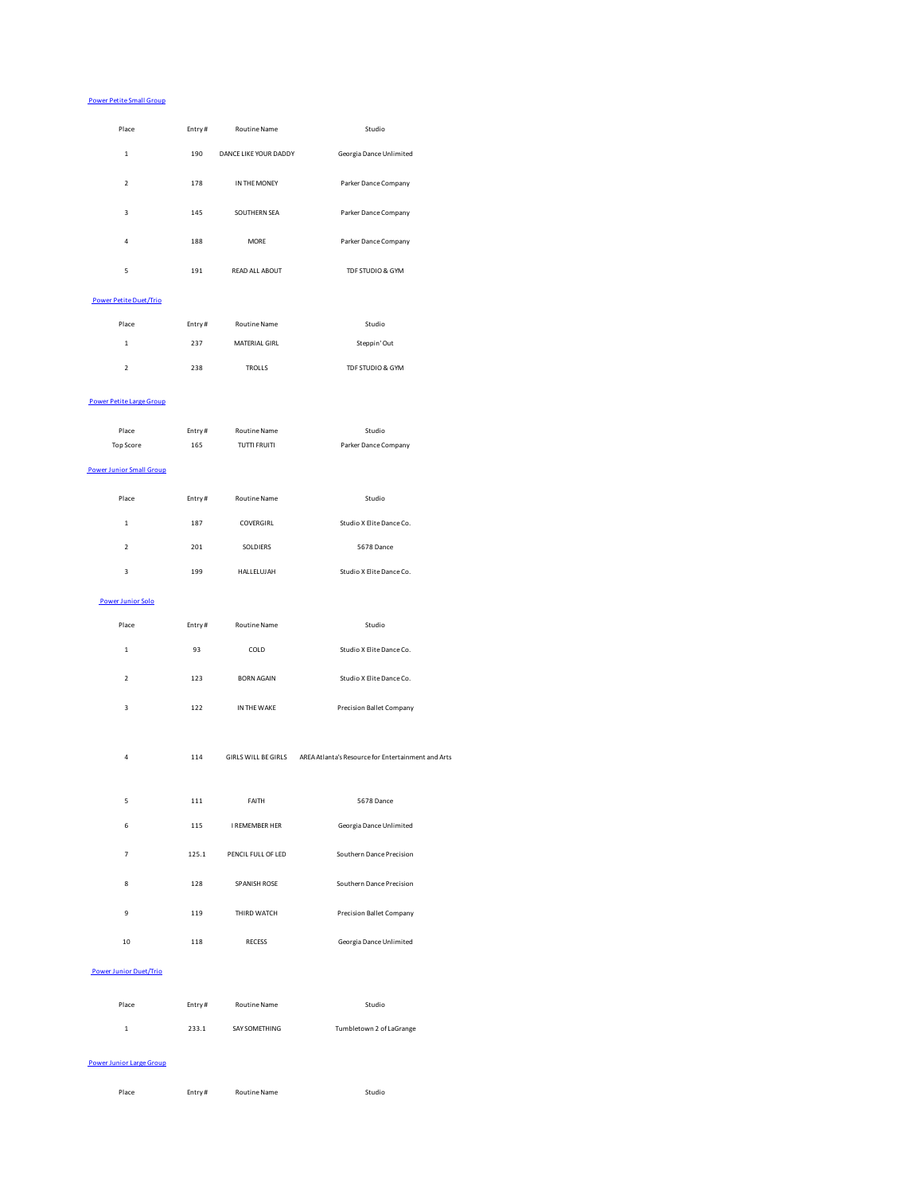## Power Petite Small Group

| Place | Entry # | Routine Name | Studio |
|---|---|---|---|
| 1 | 190 | DANCE LIKE YOUR DADDY | Georgia Dance Unlimited |
| 2 | 178 | IN THE MONEY | Parker Dance Company |
| 3 | 145 | SOUTHERN SEA | Parker Dance Company |
| 4 | 188 | MORE | Parker Dance Company |
| 5 | 191 | READ ALL ABOUT | TDF STUDIO & GYM |

## Power Petite Duet/Trio

| Place | Entry # | Routine Name | Studio |
|---|---|---|---|
| 1 | 237 | MATERIAL GIRL | Steppin' Out |
| 2 | 238 | TROLLS | TDF STUDIO & GYM |

## Power Petite Large Group

| Place | Entry # | Routine Name | Studio |
|---|---|---|---|
| Top Score | 165 | TUTTI FRUITI | Parker Dance Company |

## Power Junior Small Group

| Place | Entry # | Routine Name | Studio |
|---|---|---|---|
| 1 | 187 | COVERGIRL | Studio X Elite Dance Co. |
| 2 | 201 | SOLDIERS | 5678 Dance |
| 3 | 199 | HALLELUJAH | Studio X Elite Dance Co. |

## Power Junior Solo

| Place | Entry # | Routine Name | Studio |
|---|---|---|---|
| 1 | 93 | COLD | Studio X Elite Dance Co. |
| 2 | 123 | BORN AGAIN | Studio X Elite Dance Co. |
| 3 | 122 | IN THE WAKE | Precision Ballet Company |
| 4 | 114 | GIRLS WILL BE GIRLS | AREA Atlanta's Resource for Entertainment and Arts |
| 5 | 111 | FAITH | 5678 Dance |
| 6 | 115 | I REMEMBER HER | Georgia Dance Unlimited |
| 7 | 125.1 | PENCIL FULL OF LED | Southern Dance Precision |
| 8 | 128 | SPANISH ROSE | Southern Dance Precision |
| 9 | 119 | THIRD WATCH | Precision Ballet Company |
| 10 | 118 | RECESS | Georgia Dance Unlimited |

## Power Junior Duet/Trio

| Place | Entry # | Routine Name | Studio |
|---|---|---|---|
| 1 | 233.1 | SAY SOMETHING | Tumbletown 2 of LaGrange |

## Power Junior Large Group

| Place | Entry # | Routine Name | Studio |
|---|---|---|---|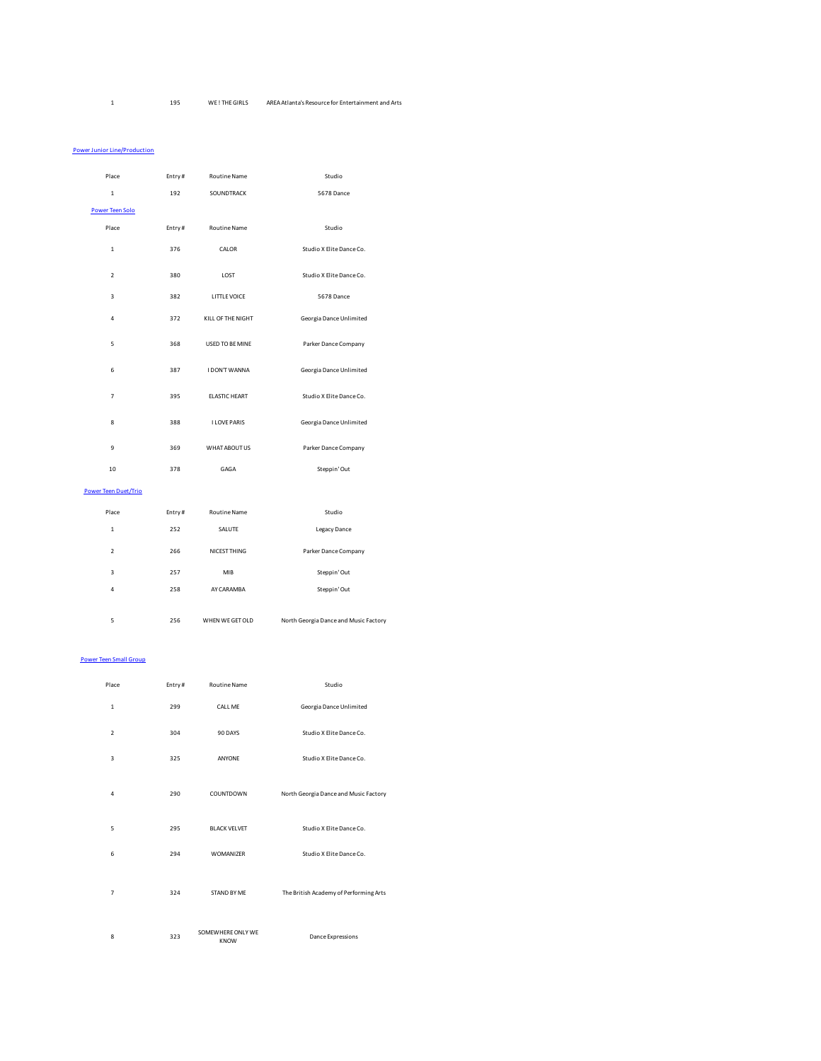| Place | Entry # | Routine Name | Studio |
|---|---|---|---|
| 1 | 195 | WE ! THE GIRLS | AREA Atlanta's Resource for Entertainment and Arts |

[Power Junior Line/Production]

| Place | Entry # | Routine Name | Studio |
|---|---|---|---|
| 1 | 192 | SOUNDTRACK | 5678 Dance |

[Power Teen Solo]

| Place | Entry # | Routine Name | Studio |
|---|---|---|---|
| 1 | 376 | CALOR | Studio X Elite Dance Co. |
| 2 | 380 | LOST | Studio X Elite Dance Co. |
| 3 | 382 | LITTLE VOICE | 5678 Dance |
| 4 | 372 | KILL OF THE NIGHT | Georgia Dance Unlimited |
| 5 | 368 | USED TO BE MINE | Parker Dance Company |
| 6 | 387 | I DON'T WANNA | Georgia Dance Unlimited |
| 7 | 395 | ELASTIC HEART | Studio X Elite Dance Co. |
| 8 | 388 | I LOVE PARIS | Georgia Dance Unlimited |
| 9 | 369 | WHAT ABOUT US | Parker Dance Company |
| 10 | 378 | GAGA | Steppin' Out |

[Power Teen Duet/Trio]

| Place | Entry # | Routine Name | Studio |
|---|---|---|---|
| 1 | 252 | SALUTE | Legacy Dance |
| 2 | 266 | NICEST THING | Parker Dance Company |
| 3 | 257 | MIB | Steppin' Out |
| 4 | 258 | AY CARAMBA | Steppin' Out |
| 5 | 256 | WHEN WE GET OLD | North Georgia Dance and Music Factory |

[Power Teen Small Group]

| Place | Entry # | Routine Name | Studio |
|---|---|---|---|
| 1 | 299 | CALL ME | Georgia Dance Unlimited |
| 2 | 304 | 90 DAYS | Studio X Elite Dance Co. |
| 3 | 325 | ANYONE | Studio X Elite Dance Co. |
| 4 | 290 | COUNTDOWN | North Georgia Dance and Music Factory |
| 5 | 295 | BLACK VELVET | Studio X Elite Dance Co. |
| 6 | 294 | WOMANIZER | Studio X Elite Dance Co. |
| 7 | 324 | STAND BY ME | The British Academy of Performing Arts |
| 8 | 323 | SOMEWHERE ONLY WE KNOW | Dance Expressions |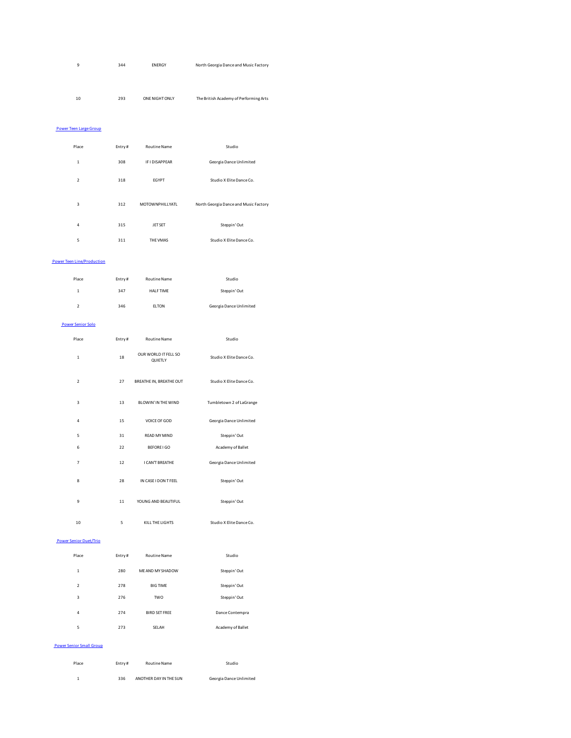| Place | Entry # | Routine Name | Studio |
|---|---|---|---|
| 9 | 344 | ENERGY | North Georgia Dance and Music Factory |
| 10 | 293 | ONE NIGHT ONLY | The British Academy of Performing Arts |

[Power Teen Large Group]

| Place | Entry # | Routine Name | Studio |
|---|---|---|---|
| 1 | 308 | IF I DISAPPEAR | Georgia Dance Unlimited |
| 2 | 318 | EGYPT | Studio X Elite Dance Co. |
| 3 | 312 | MOTOWNPHILLYATL | North Georgia Dance and Music Factory |
| 4 | 315 | JET SET | Steppin' Out |
| 5 | 311 | THE VMAS | Studio X Elite Dance Co. |

[Power Teen Line/Production]

| Place | Entry # | Routine Name | Studio |
|---|---|---|---|
| 1 | 347 | HALF TIME | Steppin' Out |
| 2 | 346 | ELTON | Georgia Dance Unlimited |

[Power Senior Solo]

| Place | Entry # | Routine Name | Studio |
|---|---|---|---|
| 1 | 18 | OUR WORLD IT FELL SO QUIETLY | Studio X Elite Dance Co. |
| 2 | 27 | BREATHE IN, BREATHE OUT | Studio X Elite Dance Co. |
| 3 | 13 | BLOWIN' IN THE WIND | Tumbletown 2 of LaGrange |
| 4 | 15 | VOICE OF GOD | Georgia Dance Unlimited |
| 5 | 31 | READ MY MIND | Steppin' Out |
| 6 | 22 | BEFORE I GO | Academy of Ballet |
| 7 | 12 | I CAN'T BREATHE | Georgia Dance Unlimited |
| 8 | 28 | IN CASE I DON T FEEL | Steppin' Out |
| 9 | 11 | YOUNG AND BEAUTIFUL | Steppin' Out |
| 10 | 5 | KILL THE LIGHTS | Studio X Elite Dance Co. |

[Power Senior Duet/Trio]

| Place | Entry # | Routine Name | Studio |
|---|---|---|---|
| 1 | 280 | ME AND MY SHADOW | Steppin' Out |
| 2 | 278 | BIG TIME | Steppin' Out |
| 3 | 276 | TWO | Steppin' Out |
| 4 | 274 | BIRD SET FREE | Dance Contempra |
| 5 | 273 | SELAH | Academy of Ballet |

[Power Senior Small Group]

| Place | Entry # | Routine Name | Studio |
|---|---|---|---|
| 1 | 336 | ANOTHER DAY IN THE SUN | Georgia Dance Unlimited |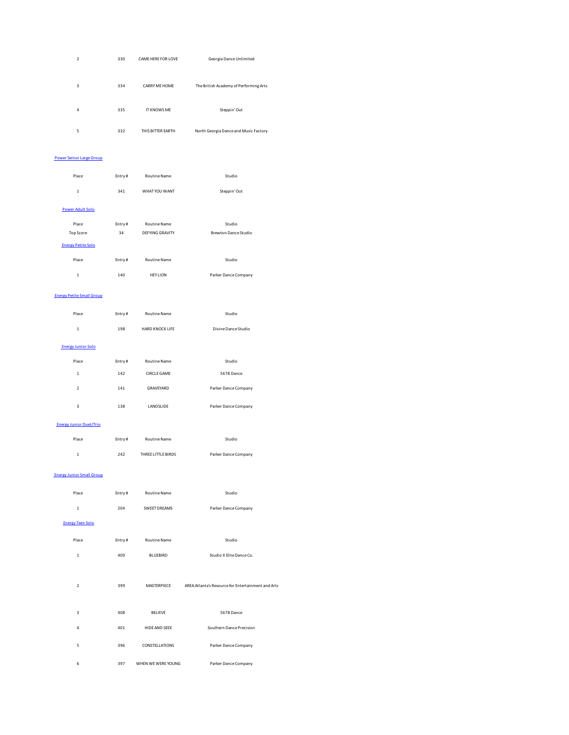| Place | Entry # | Routine Name | Studio |
|---|---|---|---|
| 2 | 330 | CAME HERE FOR LOVE | Georgia Dance Unlimited |
| 3 | 334 | CARRY ME HOME | The British Academy of Performing Arts |
| 4 | 335 | IT KNOWS ME | Steppin' Out |
| 5 | 332 | THIS BITTER EARTH | North Georgia Dance and Music Factory |

### Power Senior Large Group

| Place | Entry # | Routine Name | Studio |
|---|---|---|---|
| 1 | 341 | WHAT YOU WANT | Steppin' Out |

### Power Adult Solo

| Place | Entry # | Routine Name | Studio |
|---|---|---|---|
| Top Score | 34 | DEFYING GRAVITY | Brewton Dance Studio |

### Energy Petite Solo

| Place | Entry # | Routine Name | Studio |
|---|---|---|---|
| 1 | 140 | HEY LION | Parker Dance Company |

### Energy Petite Small Group

| Place | Entry # | Routine Name | Studio |
|---|---|---|---|
| 1 | 198 | HARD KNOCK LIFE | Divine Dance Studio |

### Energy Junior Solo

| Place | Entry # | Routine Name | Studio |
|---|---|---|---|
| 1 | 142 | CIRCLE GAME | 5678 Dance |
| 2 | 141 | GRAVEYARD | Parker Dance Company |
| 3 | 138 | LANDSLIDE | Parker Dance Company |

### Energy Junior Duet/Trio

| Place | Entry # | Routine Name | Studio |
|---|---|---|---|
| 1 | 242 | THREE LITTLE BIRDS | Parker Dance Company |

### Energy Junior Small Group

| Place | Entry # | Routine Name | Studio |
|---|---|---|---|
| 1 | 204 | SWEET DREAMS | Parker Dance Company |

### Energy Teen Solo

| Place | Entry # | Routine Name | Studio |
|---|---|---|---|
| 1 | 409 | BLUEBIRD | Studio X Elite Dance Co. |
| 2 | 399 | MASTERPIECE | AREA Atlanta's Resource for Entertainment and Arts |
| 3 | 408 | BELIEVE | 5678 Dance |
| 4 | 401 | HIDE AND SEEK | Southern Dance Precision |
| 5 | 396 | CONSTELLATIONS | Parker Dance Company |
| 6 | 397 | WHEN WE WERE YOUNG | Parker Dance Company |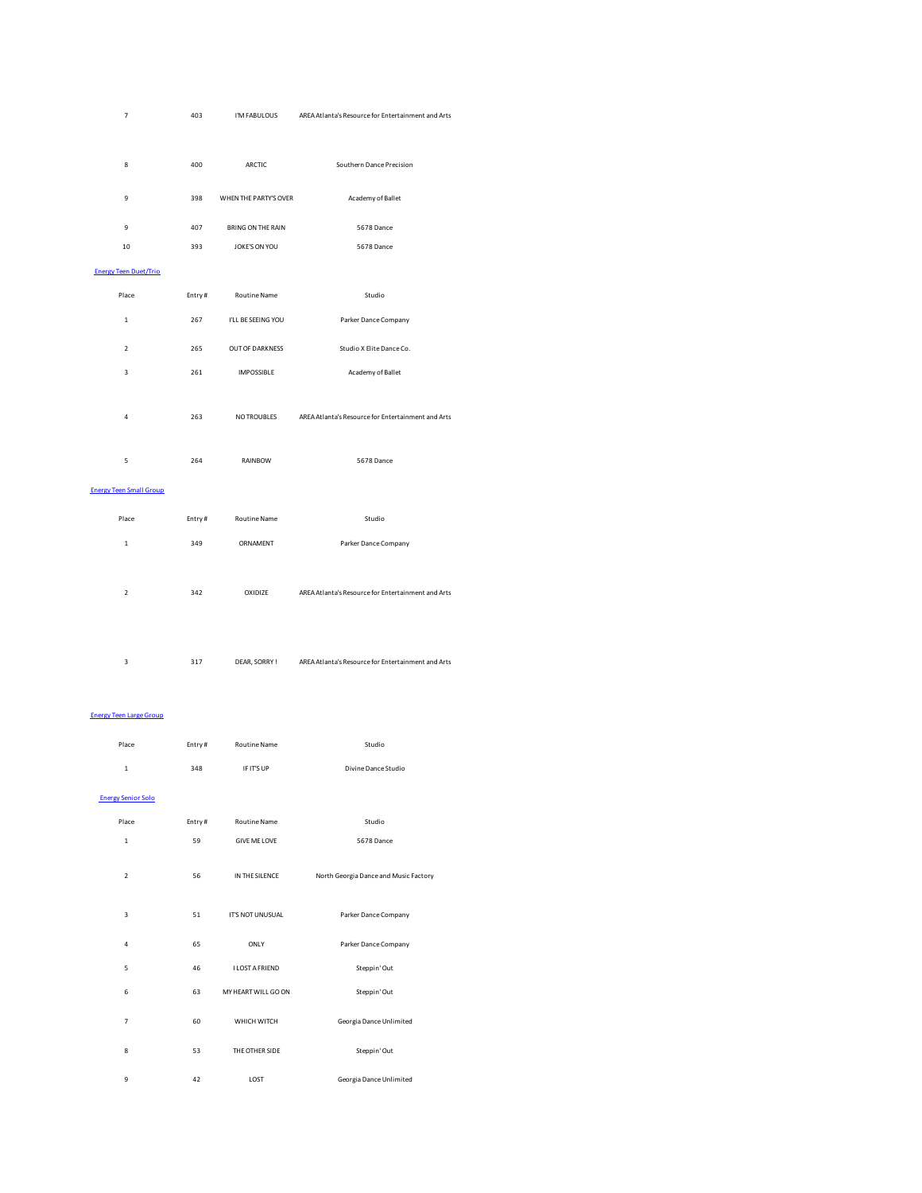| Place | Entry # | Routine Name | Studio |
|---|---|---|---|
| 7 | 403 | I'M FABULOUS | AREA Atlanta's Resource for Entertainment and Arts |
| 8 | 400 | ARCTIC | Southern Dance Precision |
| 9 | 398 | WHEN THE PARTY'S OVER | Academy of Ballet |
| 9 | 407 | BRING ON THE RAIN | 5678 Dance |
| 10 | 393 | JOKE'S ON YOU | 5678 Dance |

## Energy Teen Duet/Trio

| Place | Entry # | Routine Name | Studio |
|---|---|---|---|
| 1 | 267 | I'LL BE SEEING YOU | Parker Dance Company |
| 2 | 265 | OUT OF DARKNESS | Studio X Elite Dance Co. |
| 3 | 261 | IMPOSSIBLE | Academy of Ballet |
| 4 | 263 | NO TROUBLES | AREA Atlanta's Resource for Entertainment and Arts |
| 5 | 264 | RAINBOW | 5678 Dance |

## Energy Teen Small Group

| Place | Entry # | Routine Name | Studio |
|---|---|---|---|
| 1 | 349 | ORNAMENT | Parker Dance Company |
| 2 | 342 | OXIDIZE | AREA Atlanta's Resource for Entertainment and Arts |
| 3 | 317 | DEAR, SORRY ! | AREA Atlanta's Resource for Entertainment and Arts |

## Energy Teen Large Group

| Place | Entry # | Routine Name | Studio |
|---|---|---|---|
| 1 | 348 | IF IT'S UP | Divine Dance Studio |

## Energy Senior Solo

| Place | Entry # | Routine Name | Studio |
|---|---|---|---|
| 1 | 59 | GIVE ME LOVE | 5678 Dance |
| 2 | 56 | IN THE SILENCE | North Georgia Dance and Music Factory |
| 3 | 51 | IT'S NOT UNUSUAL | Parker Dance Company |
| 4 | 65 | ONLY | Parker Dance Company |
| 5 | 46 | I LOST A FRIEND | Steppin' Out |
| 6 | 63 | MY HEART WILL GO ON | Steppin' Out |
| 7 | 60 | WHICH WITCH | Georgia Dance Unlimited |
| 8 | 53 | THE OTHER SIDE | Steppin' Out |
| 9 | 42 | LOST | Georgia Dance Unlimited |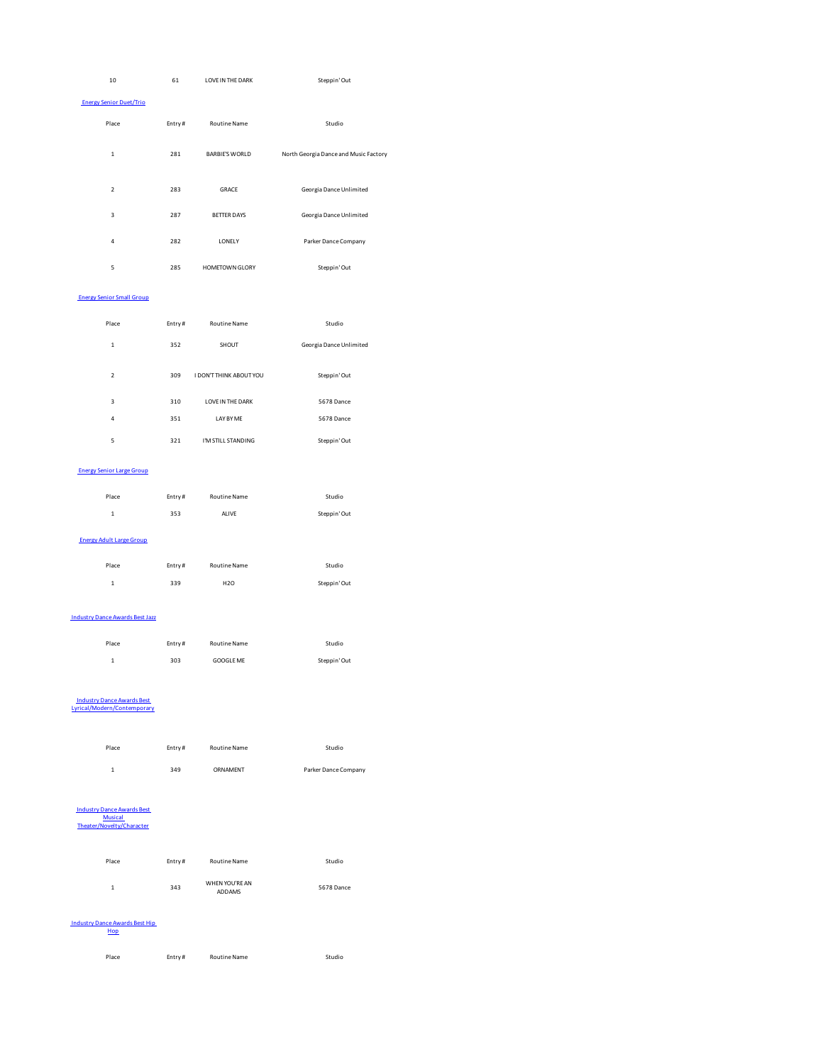| Place | Entry # | Routine Name | Studio |
|---|---|---|---|
| 10 | 61 | LOVE IN THE DARK | Steppin' Out |

Energy Senior Duet/Trio

| Place | Entry # | Routine Name | Studio |
|---|---|---|---|
| 1 | 281 | BARBIE'S WORLD | North Georgia Dance and Music Factory |
| 2 | 283 | GRACE | Georgia Dance Unlimited |
| 3 | 287 | BETTER DAYS | Georgia Dance Unlimited |
| 4 | 282 | LONELY | Parker Dance Company |
| 5 | 285 | HOMETOWN GLORY | Steppin' Out |

Energy Senior Small Group

| Place | Entry # | Routine Name | Studio |
|---|---|---|---|
| 1 | 352 | SHOUT | Georgia Dance Unlimited |
| 2 | 309 | I DON'T THINK ABOUT YOU | Steppin' Out |
| 3 | 310 | LOVE IN THE DARK | 5678 Dance |
| 4 | 351 | LAY BY ME | 5678 Dance |
| 5 | 321 | I'M STILL STANDING | Steppin' Out |

Energy Senior Large Group

| Place | Entry # | Routine Name | Studio |
|---|---|---|---|
| 1 | 353 | ALIVE | Steppin' Out |

Energy Adult Large Group

| Place | Entry # | Routine Name | Studio |
|---|---|---|---|
| 1 | 339 | H2O | Steppin' Out |

Industry Dance Awards Best Jazz

| Place | Entry # | Routine Name | Studio |
|---|---|---|---|
| 1 | 303 | GOOGLE ME | Steppin' Out |

Industry Dance Awards Best Lyrical/Modern/Contemporary

| Place | Entry # | Routine Name | Studio |
|---|---|---|---|
| 1 | 349 | ORNAMENT | Parker Dance Company |

Industry Dance Awards Best Musical Theater/Novelty/Character

| Place | Entry # | Routine Name | Studio |
|---|---|---|---|
| 1 | 343 | WHEN YOU'RE AN ADDAMS | 5678 Dance |

Industry Dance Awards Best Hip Hop

| Place | Entry # | Routine Name | Studio |
|---|---|---|---|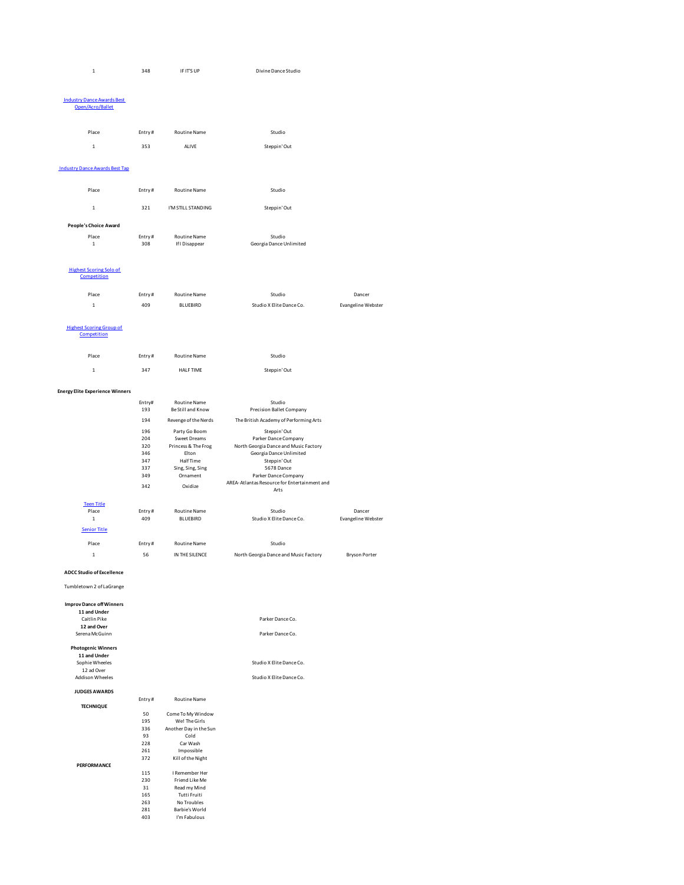| Place | Entry # | Routine Name | Studio |
|---|---|---|---|
| 1 | 348 | IF IT'S UP | Divine Dance Studio |

### Industry Dance Awards Best Open/Acro/Ballet

| Place | Entry # | Routine Name | Studio |
|---|---|---|---|
| 1 | 353 | ALIVE | Steppin' Out |

### Industry Dance Awards Best Tap

| Place | Entry # | Routine Name | Studio |
|---|---|---|---|
| 1 | 321 | I'M STILL STANDING | Steppin' Out |

### People's Choice Award

| Place | Entry # | Routine Name | Studio |
|---|---|---|---|
| 1 | 308 | If I Disappear | Georgia Dance Unlimited |

### Highest Scoring Solo of Competition

| Place | Entry # | Routine Name | Studio | Dancer |
|---|---|---|---|---|
| 1 | 409 | BLUEBIRD | Studio X Elite Dance Co. | Evangeline Webster |

### Highest Scoring Group of Competition

| Place | Entry # | Routine Name | Studio |
|---|---|---|---|
| 1 | 347 | HALF TIME | Steppin' Out |

### Energy Elite Experience Winners

| Entry# | Routine Name | Studio |
|---|---|---|
| 193 | Be Still and Know | Precision Ballet Company |
| 194 | Revenge of the Nerds | The British Academy of Performing Arts |
| 196 | Party Go Boom | Steppin' Out |
| 204 | Sweet Dreams | Parker Dance Company |
| 320 | Princess & The Frog | North Georgia Dance and Music Factory |
| 346 | Elton | Georgia Dance Unlimited |
| 347 | Half Time | Steppin' Out |
| 337 | Sing, Sing, Sing | 5678 Dance |
| 349 | Ornament | Parker Dance Company |
| 342 | Oxidize | AREA- Atlantas Resource for Entertainment and Arts |

### Teen Title

| Place | Entry # | Routine Name | Studio | Dancer |
|---|---|---|---|---|
| 1 | 409 | BLUEBIRD | Studio X Elite Dance Co. | Evangeline Webster |

### Senior Title

| Place | Entry # | Routine Name | Studio | Dancer |
|---|---|---|---|---|
| 1 | 56 | IN THE SILENCE | North Georgia Dance and Music Factory | Bryson Porter |

### ADCC Studio of Excellence

Tumbletown 2 of LaGrange

### Improv Dance off Winners

| | Studio |
|---|---|
| **11 and Under** | |
| Caitlin Pike | Parker Dance Co. |
| **12 and Over** | |
| Serena McGuinn | Parker Dance Co. |

### Photogenic Winners

| | Studio |
|---|---|
| **11 and Under** | |
| Sophie Wheeles | Studio X Elite Dance Co. |
| 12 ad Over | |
| Addison Wheeles | Studio X Elite Dance Co. |

### JUDGES AWARDS

| | Entry # | Routine Name |
|---|---|---|
| **TECHNIQUE** | 50 | Come To My Window |
| | 195 | We! The Girls |
| | 336 | Another Day in the Sun |
| | 93 | Cold |
| | 228 | Car Wash |
| | 261 | Impossible |
| | 372 | Kill of the Night |
| **PERFORMANCE** | 115 | I Remember Her |
| | 230 | Friend Like Me |
| | 31 | Read my Mind |
| | 165 | Tutti Fruiti |
| | 263 | No Troubles |
| | 281 | Barbie's World |
| | 403 | I'm Fabulous |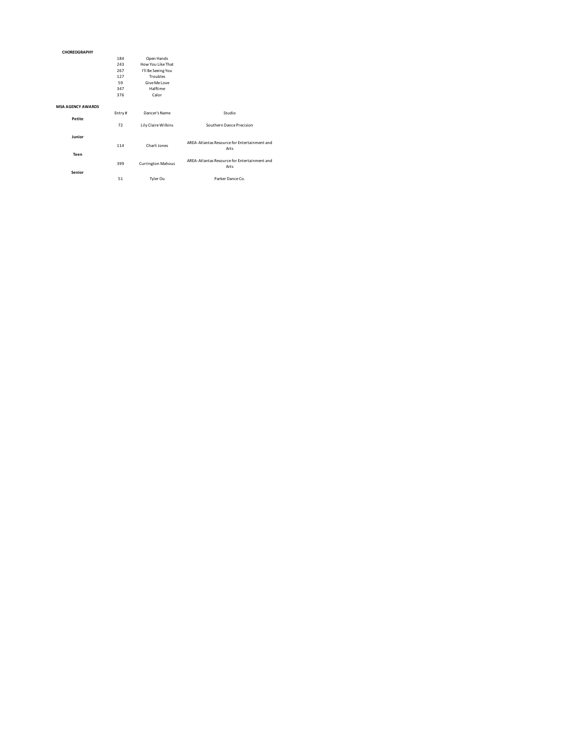**CHOREOGRAPHY**

| | |
|---|---|
| 184 | Open Hands |
| 243 | How You Like That |
| 267 | I'll Be Seeing You |
| 127 | Troubles |
| 59 | Give Me Love |
| 347 | Halftime |
| 376 | Calor |

**MSA AGENCY AWARDS**

| | Entry # | Dancer's Name | Studio |
|---|---|---|---|
| **Petite** | | | |
| | 72 | Lily Claire Wilkins | Southern Dance Precision |
| **Junior** | | | |
| | 114 | Charli Jones | AREA- Atlantas Resource for Entertainment and Arts |
| **Teen** | | | |
| | 399 | Currington Mahous | AREA- Atlantas Resource for Entertainment and Arts |
| **Senior** | | | |
| | 51 | Tyler Ou | Parker Dance Co. |